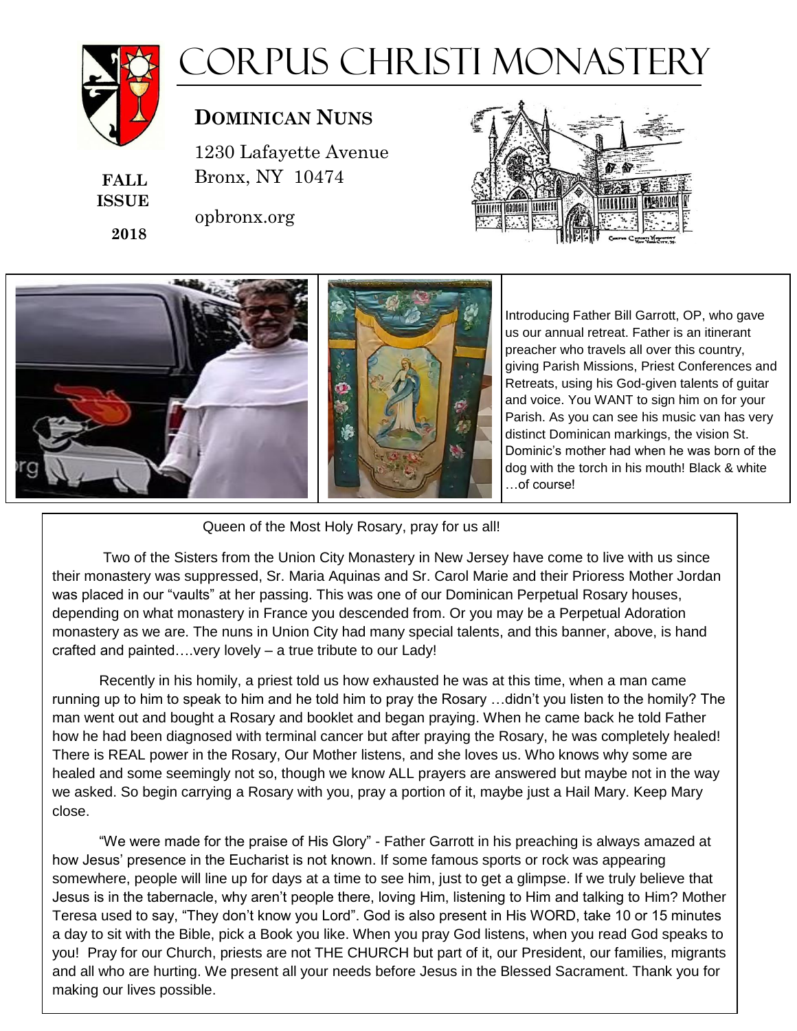# CORPUS CHRISTI MONASTERY

**FALL ISSUE 2018**

## DOMINICAN NUNS

1230 Lafayette Avenue
Bronx, NY 10474

opbronx.org

Introducing Father Bill Garrott, OP, who gave us our annual retreat. Father is an itinerant preacher who travels all over this country, giving Parish Missions, Priest Conferences and Retreats, using his God-given talents of guitar and voice. You WANT to sign him on for your Parish. As you can see his music van has very distinct Dominican markings, the vision St. Dominic's mother had when he was born of the dog with the torch in his mouth! Black & white …of course!

Queen of the Most Holy Rosary, pray for us all!

Two of the Sisters from the Union City Monastery in New Jersey have come to live with us since their monastery was suppressed, Sr. Maria Aquinas and Sr. Carol Marie and their Prioress Mother Jordan was placed in our "vaults" at her passing. This was one of our Dominican Perpetual Rosary houses, depending on what monastery in France you descended from. Or you may be a Perpetual Adoration monastery as we are. The nuns in Union City had many special talents, and this banner, above, is hand crafted and painted….very lovely – a true tribute to our Lady!

Recently in his homily, a priest told us how exhausted he was at this time, when a man came running up to him to speak to him and he told him to pray the Rosary …didn't you listen to the homily? The man went out and bought a Rosary and booklet and began praying. When he came back he told Father how he had been diagnosed with terminal cancer but after praying the Rosary, he was completely healed! There is REAL power in the Rosary, Our Mother listens, and she loves us. Who knows why some are healed and some seemingly not so, though we know ALL prayers are answered but maybe not in the way we asked. So begin carrying a Rosary with you, pray a portion of it, maybe just a Hail Mary. Keep Mary close.

"We were made for the praise of His Glory" - Father Garrott in his preaching is always amazed at how Jesus' presence in the Eucharist is not known. If some famous sports or rock was appearing somewhere, people will line up for days at a time to see him, just to get a glimpse. If we truly believe that Jesus is in the tabernacle, why aren't people there, loving Him, listening to Him and talking to Him? Mother Teresa used to say, "They don't know you Lord". God is also present in His WORD, take 10 or 15 minutes a day to sit with the Bible, pick a Book you like. When you pray God listens, when you read God speaks to you! Pray for our Church, priests are not THE CHURCH but part of it, our President, our families, migrants and all who are hurting. We present all your needs before Jesus in the Blessed Sacrament. Thank you for making our lives possible.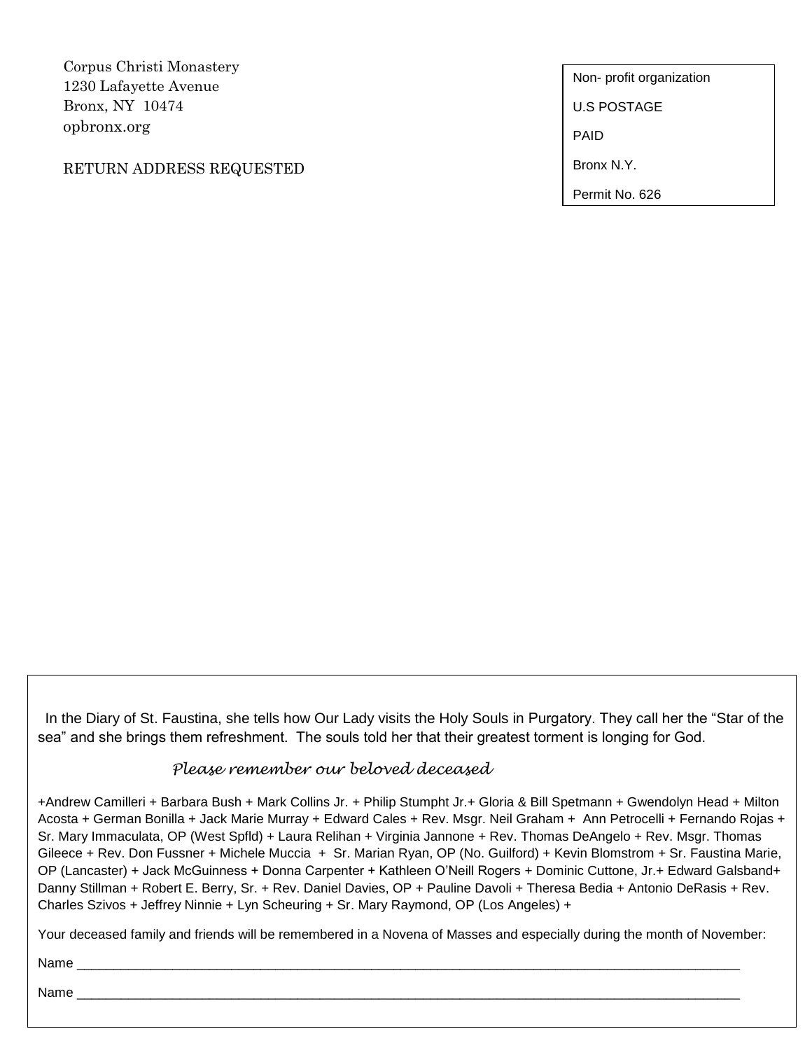Corpus Christi Monastery
1230 Lafayette Avenue
Bronx, NY 10474
opbronx.org

RETURN ADDRESS REQUESTED

Non- profit organization

U.S POSTAGE

PAID

Bronx N.Y.

Permit No. 626

In the Diary of St. Faustina, she tells how Our Lady visits the Holy Souls in Purgatory. They call her the "Star of the sea" and she brings them refreshment. The souls told her that their greatest torment is longing for God.

*Please remember our beloved deceased*

+Andrew Camilleri + Barbara Bush + Mark Collins Jr. + Philip Stumpht Jr.+ Gloria & Bill Spetmann + Gwendolyn Head + Milton Acosta + German Bonilla + Jack Marie Murray + Edward Cales + Rev. Msgr. Neil Graham + Ann Petrocelli + Fernando Rojas + Sr. Mary Immaculata, OP (West Spfld) + Laura Relihan + Virginia Jannone + Rev. Thomas DeAngelo + Rev. Msgr. Thomas Gileece + Rev. Don Fussner + Michele Muccia + Sr. Marian Ryan, OP (No. Guilford) + Kevin Blomstrom + Sr. Faustina Marie, OP (Lancaster) + Jack McGuinness + Donna Carpenter + Kathleen O'Neill Rogers + Dominic Cuttone, Jr.+ Edward Galsband+ Danny Stillman + Robert E. Berry, Sr. + Rev. Daniel Davies, OP + Pauline Davoli + Theresa Bedia + Antonio DeRasis + Rev. Charles Szivos + Jeffrey Ninnie + Lyn Scheuring + Sr. Mary Raymond, OP (Los Angeles) +

Your deceased family and friends will be remembered in a Novena of Masses and especially during the month of November:

Name ________________________________________________________________________________________________

Name ________________________________________________________________________________________________